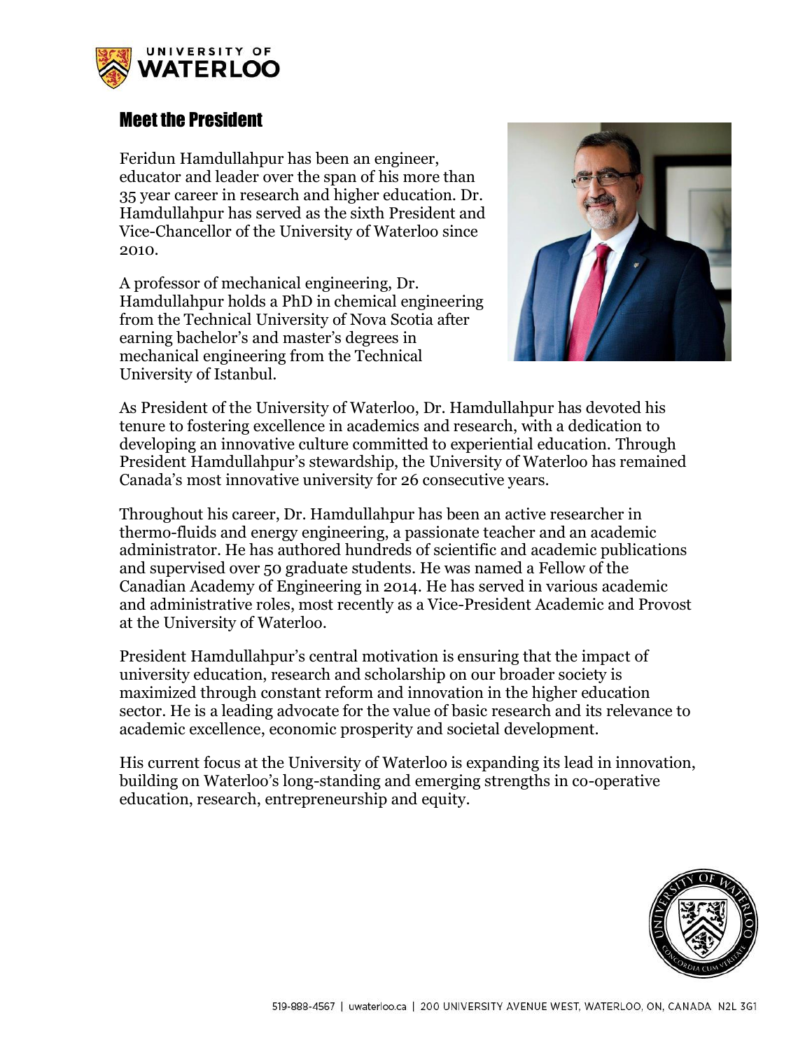## Meet the President

Feridun Hamdullahpur has been an engineer, educator and leader over the span of his more than 35 year career in research and higher education. Dr. Hamdullahpur has served as the sixth President and Vice-Chancellor of the University of Waterloo since 2010.

A professor of mechanical engineering, Dr. Hamdullahpur holds a PhD in chemical engineering from the Technical University of Nova Scotia after earning bachelor's and master's degrees in mechanical engineering from the Technical University of Istanbul.

As President of the University of Waterloo, Dr. Hamdullahpur has devoted his tenure to fostering excellence in academics and research, with a dedication to developing an innovative culture committed to experiential education. Through President Hamdullahpur's stewardship, the University of Waterloo has remained Canada's most innovative university for 26 consecutive years.

Throughout his career, Dr. Hamdullahpur has been an active researcher in thermo-fluids and energy engineering, a passionate teacher and an academic administrator. He has authored hundreds of scientific and academic publications and supervised over 50 graduate students. He was named a Fellow of the Canadian Academy of Engineering in 2014. He has served in various academic and administrative roles, most recently as a Vice-President Academic and Provost at the University of Waterloo.

President Hamdullahpur's central motivation is ensuring that the impact of university education, research and scholarship on our broader society is maximized through constant reform and innovation in the higher education sector. He is a leading advocate for the value of basic research and its relevance to academic excellence, economic prosperity and societal development.

His current focus at the University of Waterloo is expanding its lead in innovation, building on Waterloo's long-standing and emerging strengths in co-operative education, research, entrepreneurship and equity.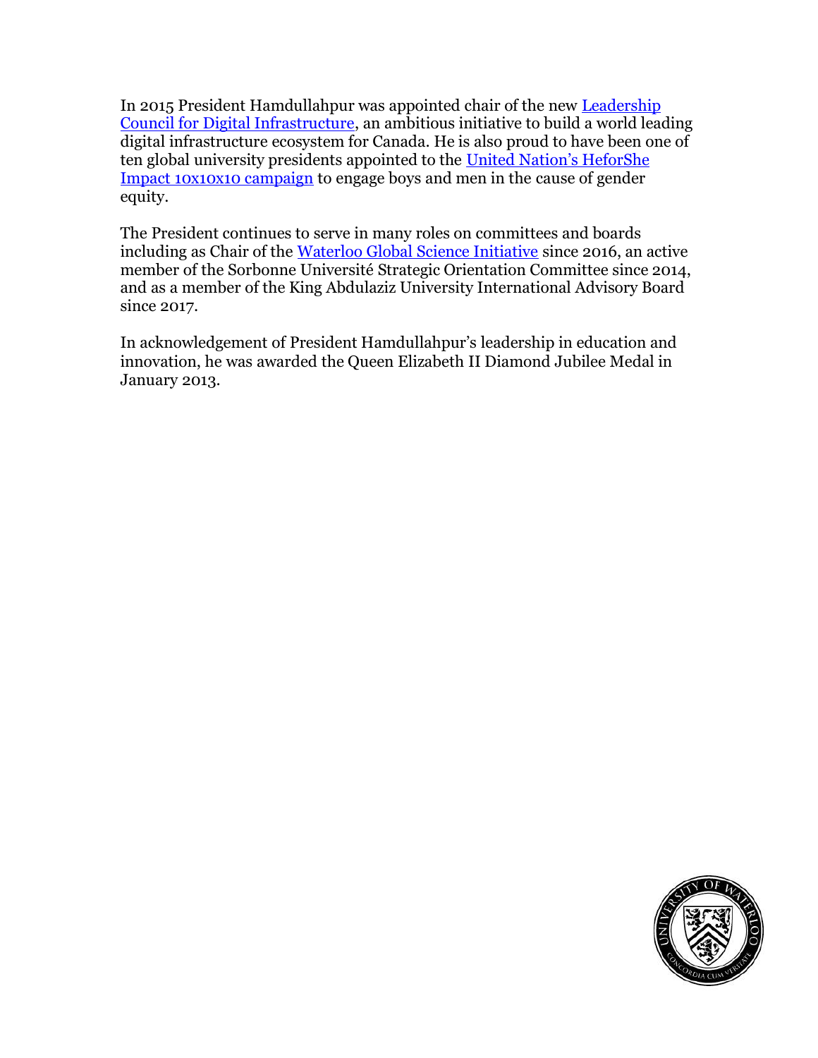In 2015 President Hamdullahpur was appointed chair of the new Leadership Council for Digital Infrastructure, an ambitious initiative to build a world leading digital infrastructure ecosystem for Canada. He is also proud to have been one of ten global university presidents appointed to the United Nation's HeforShe Impact 10x10x10 campaign to engage boys and men in the cause of gender equity.

The President continues to serve in many roles on committees and boards including as Chair of the Waterloo Global Science Initiative since 2016, an active member of the Sorbonne Université Strategic Orientation Committee since 2014, and as a member of the King Abdulaziz University International Advisory Board since 2017.

In acknowledgement of President Hamdullahpur's leadership in education and innovation, he was awarded the Queen Elizabeth II Diamond Jubilee Medal in January 2013.